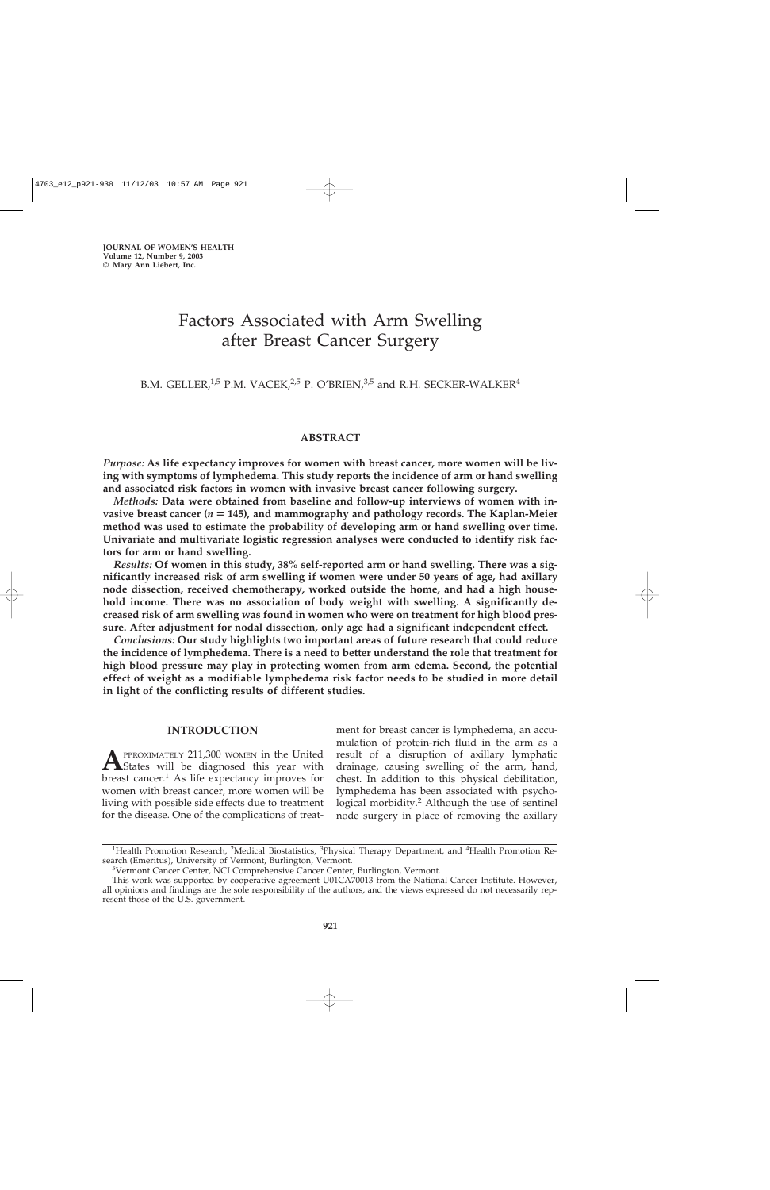JOURNAL OF WOMEN'S HEALTH
Volume 12, Number 9, 2003
© Mary Ann Liebert, Inc.

# Factors Associated with Arm Swelling after Breast Cancer Surgery

B.M. GELLER,[1,5] P.M. VACEK,[2,5] P. O'BRIEN,[3,5] and R.H. SECKER-WALKER[4]

## ABSTRACT

***Purpose:*** **As life expectancy improves for women with breast cancer, more women will be living with symptoms of lymphedema. This study reports the incidence of arm or hand swelling and associated risk factors in women with invasive breast cancer following surgery.**

***Methods:*** **Data were obtained from baseline and follow-up interviews of women with invasive breast cancer (*n* = 145), and mammography and pathology records. The Kaplan-Meier method was used to estimate the probability of developing arm or hand swelling over time. Univariate and multivariate logistic regression analyses were conducted to identify risk factors for arm or hand swelling.**

***Results:*** **Of women in this study, 38% self-reported arm or hand swelling. There was a significantly increased risk of arm swelling if women were under 50 years of age, had axillary node dissection, received chemotherapy, worked outside the home, and had a high household income. There was no association of body weight with swelling. A significantly decreased risk of arm swelling was found in women who were on treatment for high blood pressure. After adjustment for nodal dissection, only age had a significant independent effect.**

***Conclusions:*** **Our study highlights two important areas of future research that could reduce the incidence of lymphedema. There is a need to better understand the role that treatment for high blood pressure may play in protecting women from arm edema. Second, the potential effect of weight as a modifiable lymphedema risk factor needs to be studied in more detail in light of the conflicting results of different studies.**

## INTRODUCTION

APPROXIMATELY 211,300 WOMEN in the United States will be diagnosed this year with breast cancer.[1] As life expectancy improves for women with breast cancer, more women will be living with possible side effects due to treatment for the disease. One of the complications of treatment for breast cancer is lymphedema, an accumulation of protein-rich fluid in the arm as a result of a disruption of axillary lymphatic drainage, causing swelling of the arm, hand, chest. In addition to this physical debilitation, lymphedema has been associated with psychological morbidity.[2] Although the use of sentinel node surgery in place of removing the axillary

---

[1]Health Promotion Research, [2]Medical Biostatistics, [3]Physical Therapy Department, and [4]Health Promotion Research (Emeritus), University of Vermont, Burlington, Vermont.

[5]Vermont Cancer Center, NCI Comprehensive Cancer Center, Burlington, Vermont.

This work was supported by cooperative agreement U01CA70013 from the National Cancer Institute. However, all opinions and findings are the sole responsibility of the authors, and the views expressed do not necessarily represent those of the U.S. government.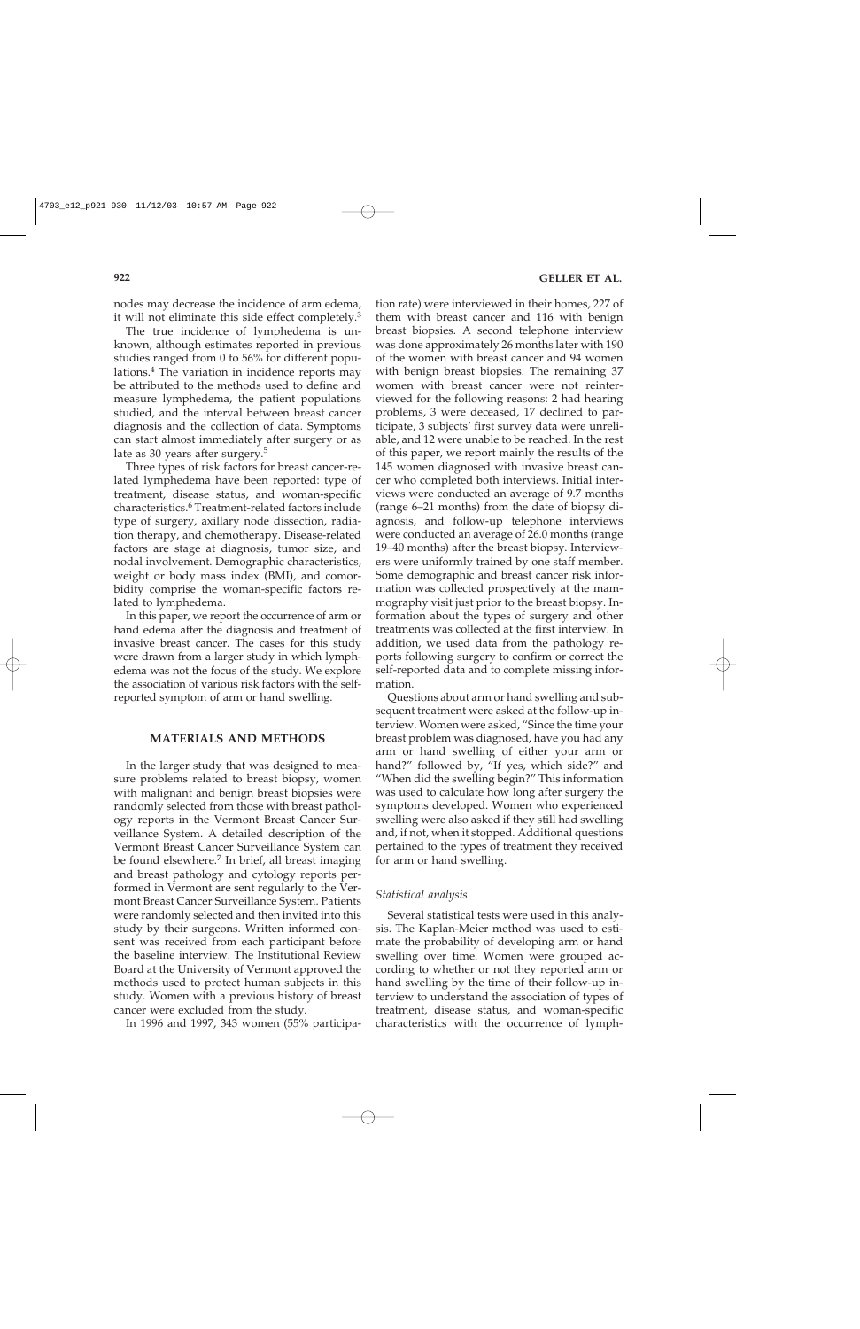nodes may decrease the incidence of arm edema, it will not eliminate this side effect completely.[3]

The true incidence of lymphedema is unknown, although estimates reported in previous studies ranged from 0 to 56% for different populations.[4] The variation in incidence reports may be attributed to the methods used to define and measure lymphedema, the patient populations studied, and the interval between breast cancer diagnosis and the collection of data. Symptoms can start almost immediately after surgery or as late as 30 years after surgery.[5]

Three types of risk factors for breast cancer-related lymphedema have been reported: type of treatment, disease status, and woman-specific characteristics.[6] Treatment-related factors include type of surgery, axillary node dissection, radiation therapy, and chemotherapy. Disease-related factors are stage at diagnosis, tumor size, and nodal involvement. Demographic characteristics, weight or body mass index (BMI), and comorbidity comprise the woman-specific factors related to lymphedema.

In this paper, we report the occurrence of arm or hand edema after the diagnosis and treatment of invasive breast cancer. The cases for this study were drawn from a larger study in which lymphedema was not the focus of the study. We explore the association of various risk factors with the self-reported symptom of arm or hand swelling.

## MATERIALS AND METHODS

In the larger study that was designed to measure problems related to breast biopsy, women with malignant and benign breast biopsies were randomly selected from those with breast pathology reports in the Vermont Breast Cancer Surveillance System. A detailed description of the Vermont Breast Cancer Surveillance System can be found elsewhere.[7] In brief, all breast imaging and breast pathology and cytology reports performed in Vermont are sent regularly to the Vermont Breast Cancer Surveillance System. Patients were randomly selected and then invited into this study by their surgeons. Written informed consent was received from each participant before the baseline interview. The Institutional Review Board at the University of Vermont approved the methods used to protect human subjects in this study. Women with a previous history of breast cancer were excluded from the study.

In 1996 and 1997, 343 women (55% participation rate) were interviewed in their homes, 227 of them with breast cancer and 116 with benign breast biopsies. A second telephone interview was done approximately 26 months later with 190 of the women with breast cancer and 94 women with benign breast biopsies. The remaining 37 women with breast cancer were not reinterviewed for the following reasons: 2 had hearing problems, 3 were deceased, 17 declined to participate, 3 subjects' first survey data were unreliable, and 12 were unable to be reached. In the rest of this paper, we report mainly the results of the 145 women diagnosed with invasive breast cancer who completed both interviews. Initial interviews were conducted an average of 9.7 months (range 6–21 months) from the date of biopsy diagnosis, and follow-up telephone interviews were conducted an average of 26.0 months (range 19–40 months) after the breast biopsy. Interviewers were uniformly trained by one staff member. Some demographic and breast cancer risk information was collected prospectively at the mammography visit just prior to the breast biopsy. Information about the types of surgery and other treatments was collected at the first interview. In addition, we used data from the pathology reports following surgery to confirm or correct the self-reported data and to complete missing information.

Questions about arm or hand swelling and subsequent treatment were asked at the follow-up interview. Women were asked, "Since the time your breast problem was diagnosed, have you had any arm or hand swelling of either your arm or hand?" followed by, "If yes, which side?" and "When did the swelling begin?" This information was used to calculate how long after surgery the symptoms developed. Women who experienced swelling were also asked if they still had swelling and, if not, when it stopped. Additional questions pertained to the types of treatment they received for arm or hand swelling.

### *Statistical analysis*

Several statistical tests were used in this analysis. The Kaplan-Meier method was used to estimate the probability of developing arm or hand swelling over time. Women were grouped according to whether or not they reported arm or hand swelling by the time of their follow-up interview to understand the association of types of treatment, disease status, and woman-specific characteristics with the occurrence of lymph-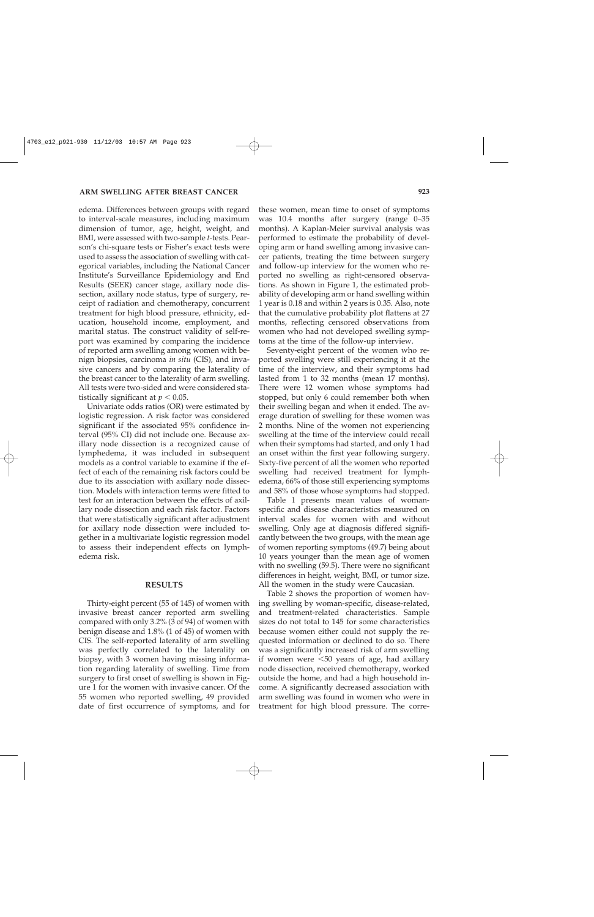edema. Differences between groups with regard to interval-scale measures, including maximum dimension of tumor, age, height, weight, and BMI, were assessed with two-sample *t*-tests. Pearson's chi-square tests or Fisher's exact tests were used to assess the association of swelling with categorical variables, including the National Cancer Institute's Surveillance Epidemiology and End Results (SEER) cancer stage, axillary node dissection, axillary node status, type of surgery, receipt of radiation and chemotherapy, concurrent treatment for high blood pressure, ethnicity, education, household income, employment, and marital status. The construct validity of self-report was examined by comparing the incidence of reported arm swelling among women with benign biopsies, carcinoma *in situ* (CIS), and invasive cancers and by comparing the laterality of the breast cancer to the laterality of arm swelling. All tests were two-sided and were considered statistically significant at $p < 0.05$.

Univariate odds ratios (OR) were estimated by logistic regression. A risk factor was considered significant if the associated 95% confidence interval (95% CI) did not include one. Because axillary node dissection is a recognized cause of lymphedema, it was included in subsequent models as a control variable to examine if the effect of each of the remaining risk factors could be due to its association with axillary node dissection. Models with interaction terms were fitted to test for an interaction between the effects of axillary node dissection and each risk factor. Factors that were statistically significant after adjustment for axillary node dissection were included together in a multivariate logistic regression model to assess their independent effects on lymphedema risk.

## RESULTS

Thirty-eight percent (55 of 145) of women with invasive breast cancer reported arm swelling compared with only 3.2% (3 of 94) of women with benign disease and 1.8% (1 of 45) of women with CIS. The self-reported laterality of arm swelling was perfectly correlated to the laterality on biopsy, with 3 women having missing information regarding laterality of swelling. Time from surgery to first onset of swelling is shown in Figure 1 for the women with invasive cancer. Of the 55 women who reported swelling, 49 provided date of first occurrence of symptoms, and for these women, mean time to onset of symptoms was 10.4 months after surgery (range 0–35 months). A Kaplan-Meier survival analysis was performed to estimate the probability of developing arm or hand swelling among invasive cancer patients, treating the time between surgery and follow-up interview for the women who reported no swelling as right-censored observations. As shown in Figure 1, the estimated probability of developing arm or hand swelling within 1 year is 0.18 and within 2 years is 0.35. Also, note that the cumulative probability plot flattens at 27 months, reflecting censored observations from women who had not developed swelling symptoms at the time of the follow-up interview.

Seventy-eight percent of the women who reported swelling were still experiencing it at the time of the interview, and their symptoms had lasted from 1 to 32 months (mean 17 months). There were 12 women whose symptoms had stopped, but only 6 could remember both when their swelling began and when it ended. The average duration of swelling for these women was 2 months. Nine of the women not experiencing swelling at the time of the interview could recall when their symptoms had started, and only 1 had an onset within the first year following surgery. Sixty-five percent of all the women who reported swelling had received treatment for lymphedema, 66% of those still experiencing symptoms and 58% of those whose symptoms had stopped.

Table 1 presents mean values of woman-specific and disease characteristics measured on interval scales for women with and without swelling. Only age at diagnosis differed significantly between the two groups, with the mean age of women reporting symptoms (49.7) being about 10 years younger than the mean age of women with no swelling (59.5). There were no significant differences in height, weight, BMI, or tumor size. All the women in the study were Caucasian.

Table 2 shows the proportion of women having swelling by woman-specific, disease-related, and treatment-related characteristics. Sample sizes do not total to 145 for some characteristics because women either could not supply the requested information or declined to do so. There was a significantly increased risk of arm swelling if women were <50 years of age, had axillary node dissection, received chemotherapy, worked outside the home, and had a high household income. A significantly decreased association with arm swelling was found in women who were in treatment for high blood pressure. The corre-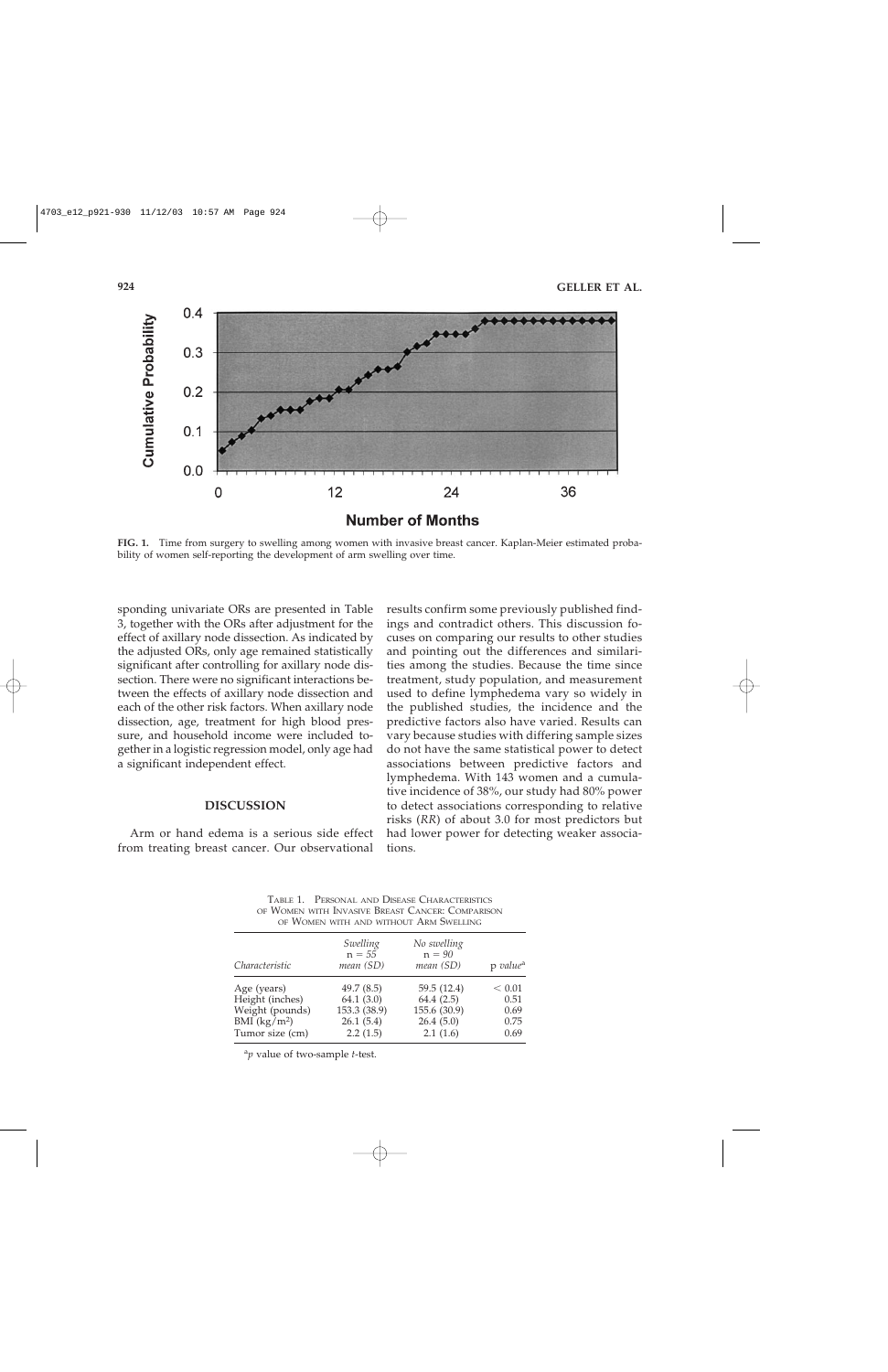FIG. 1. Time from surgery to swelling among women with invasive breast cancer. Kaplan-Meier estimated probability of women self-reporting the development of arm swelling over time.

sponding univariate ORs are presented in Table 3, together with the ORs after adjustment for the effect of axillary node dissection. As indicated by the adjusted ORs, only age remained statistically significant after controlling for axillary node dissection. There were no significant interactions between the effects of axillary node dissection and each of the other risk factors. When axillary node dissection, age, treatment for high blood pressure, and household income were included together in a logistic regression model, only age had a significant independent effect.

## DISCUSSION

Arm or hand edema is a serious side effect from treating breast cancer. Our observational results confirm some previously published findings and contradict others. This discussion focuses on comparing our results to other studies and pointing out the differences and similarities among the studies. Because the time since treatment, study population, and measurement used to define lymphedema vary so widely in the published studies, the incidence and the predictive factors also have varied. Results can vary because studies with differing sample sizes do not have the same statistical power to detect associations between predictive factors and lymphedema. With 143 women and a cumulative incidence of 38%, our study had 80% power to detect associations corresponding to relative risks (*RR*) of about 3.0 for most predictors but had lower power for detecting weaker associations.

TABLE 1. PERSONAL AND DISEASE CHARACTERISTICS OF WOMEN WITH INVASIVE BREAST CANCER: COMPARISON OF WOMEN WITH AND WITHOUT ARM SWELLING

| *Characteristic* | *Swelling* $n = 55$ *mean (SD)* | *No swelling* $n = 90$ *mean (SD)* | p *value*[a] |
|---|---|---|---|
| Age (years) | 49.7 (8.5) | 59.5 (12.4) | < 0.01 |
| Height (inches) | 64.1 (3.0) | 64.4 (2.5) | 0.51 |
| Weight (pounds) | 153.3 (38.9) | 155.6 (30.9) | 0.69 |
| BMI (kg/m$^2$) | 26.1 (5.4) | 26.4 (5.0) | 0.75 |
| Tumor size (cm) | 2.2 (1.5) | 2.1 (1.6) | 0.69 |

[a]*p* value of two-sample *t*-test.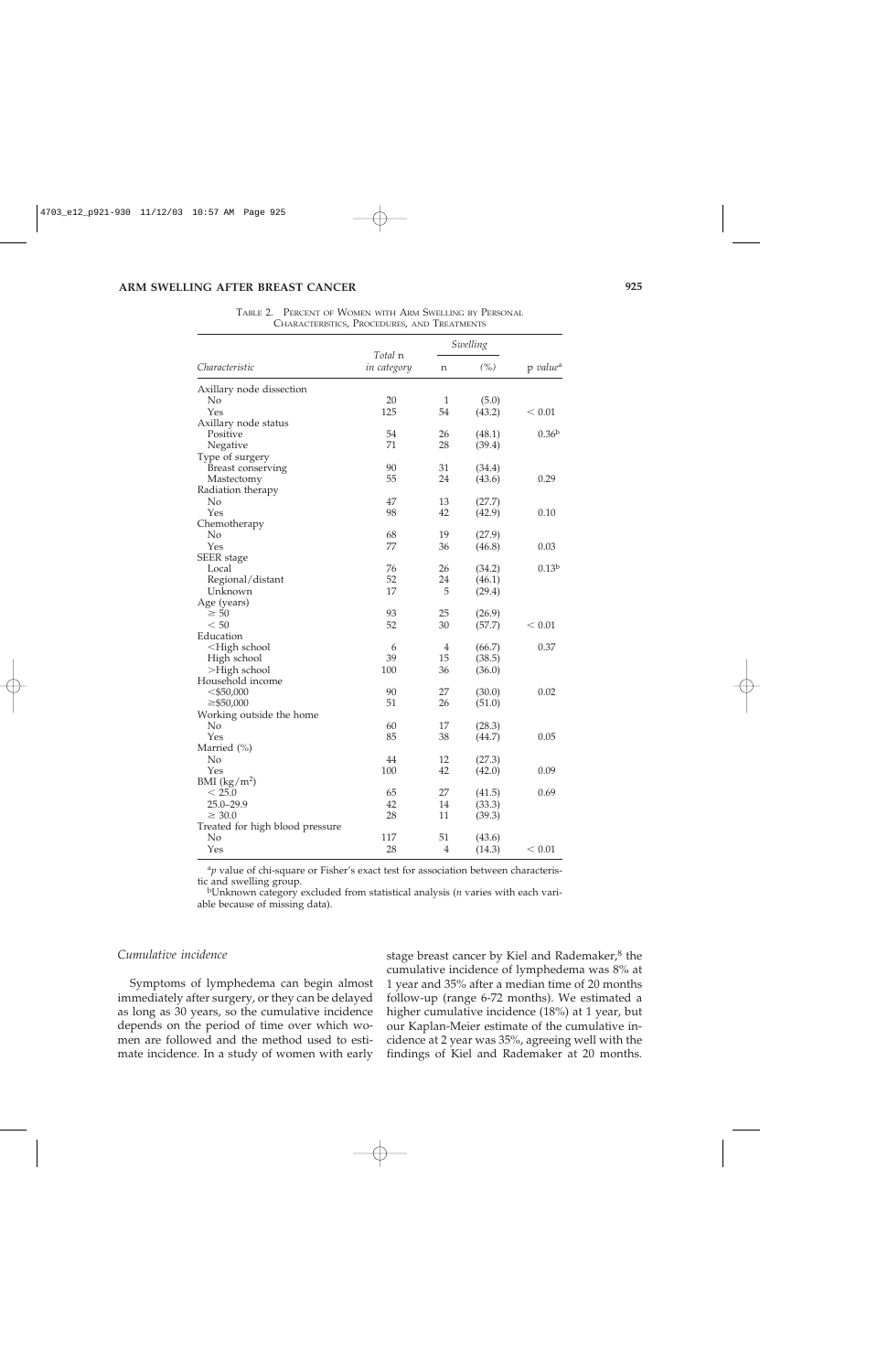TABLE 2. PERCENT OF WOMEN WITH ARM SWELLING BY PERSONAL CHARACTERISTICS, PROCEDURES, AND TREATMENTS

| Characteristic | Total n in category | Swelling n | Swelling (%) | p value[a] |
|---|---|---|---|---|
| Axillary node dissection | | | | |
| No | 20 | 1 | (5.0) | |
| Yes | 125 | 54 | (43.2) | < 0.01 |
| Axillary node status | | | | |
| Positive | 54 | 26 | (48.1) | 0.36[b] |
| Negative | 71 | 28 | (39.4) | |
| Type of surgery | | | | |
| Breast conserving | 90 | 31 | (34.4) | |
| Mastectomy | 55 | 24 | (43.6) | 0.29 |
| Radiation therapy | | | | |
| No | 47 | 13 | (27.7) | |
| Yes | 98 | 42 | (42.9) | 0.10 |
| Chemotherapy | | | | |
| No | 68 | 19 | (27.9) | |
| Yes | 77 | 36 | (46.8) | 0.03 |
| SEER stage | | | | |
| Local | 76 | 26 | (34.2) | 0.13[b] |
| Regional/distant | 52 | 24 | (46.1) | |
| Unknown | 17 | 5 | (29.4) | |
| Age (years) | | | | |
| ≥ 50 | 93 | 25 | (26.9) | |
| < 50 | 52 | 30 | (57.7) | < 0.01 |
| Education | | | | |
| <High school | 6 | 4 | (66.7) | 0.37 |
| High school | 39 | 15 | (38.5) | |
| >High school | 100 | 36 | (36.0) | |
| Household income | | | | |
| <$50,000 | 90 | 27 | (30.0) | 0.02 |
| ≥$50,000 | 51 | 26 | (51.0) | |
| Working outside the home | | | | |
| No | 60 | 17 | (28.3) | |
| Yes | 85 | 38 | (44.7) | 0.05 |
| Married (%) | | | | |
| No | 44 | 12 | (27.3) | |
| Yes | 100 | 42 | (42.0) | 0.09 |
| BMI (kg/m$^2$) | | | | |
| < 25.0 | 65 | 27 | (41.5) | 0.69 |
| 25.0–29.9 | 42 | 14 | (33.3) | |
| ≥ 30.0 | 28 | 11 | (39.3) | |
| Treated for high blood pressure | | | | |
| No | 117 | 51 | (43.6) | |
| Yes | 28 | 4 | (14.3) | < 0.01 |

[a] *p* value of chi-square or Fisher's exact test for association between characteristic and swelling group.

[b] Unknown category excluded from statistical analysis (*n* varies with each variable because of missing data).

### *Cumulative incidence*

Symptoms of lymphedema can begin almost immediately after surgery, or they can be delayed as long as 30 years, so the cumulative incidence depends on the period of time over which women are followed and the method used to estimate incidence. In a study of women with early stage breast cancer by Kiel and Rademaker,[8] the cumulative incidence of lymphedema was 8% at 1 year and 35% after a median time of 20 months follow-up (range 6-72 months). We estimated a higher cumulative incidence (18%) at 1 year, but our Kaplan-Meier estimate of the cumulative incidence at 2 year was 35%, agreeing well with the findings of Kiel and Rademaker at 20 months.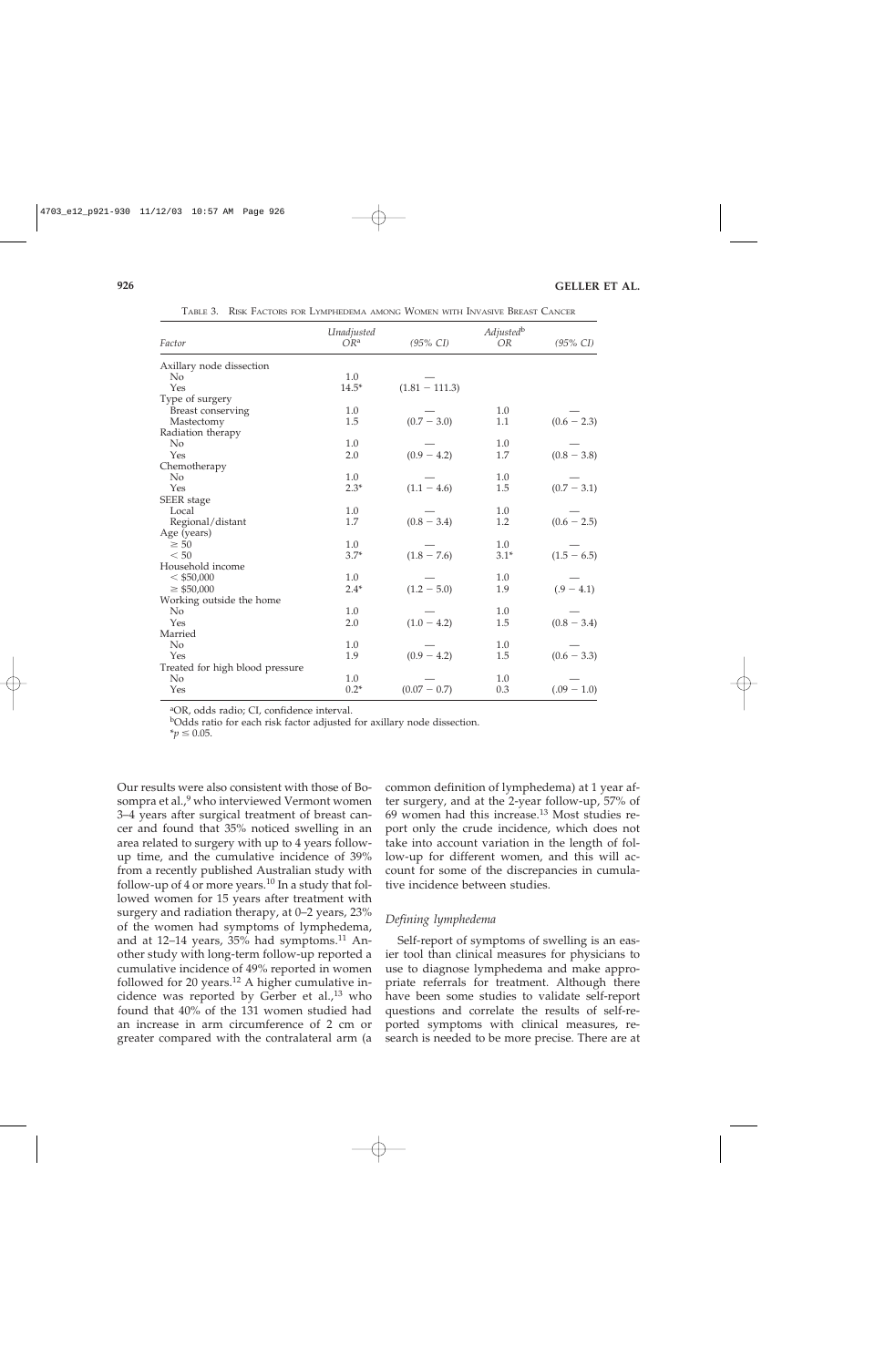TABLE 3. RISK FACTORS FOR LYMPHEDEMA AMONG WOMEN WITH INVASIVE BREAST CANCER

| Factor | Unadjusted OR[a] | (95% CI) | Adjusted[b] OR | (95% CI) |
|---|---|---|---|---|
| Axillary node dissection | | | | |
| No | 1.0 | — | | |
| Yes | 14.5* | (1.81 − 111.3) | | |
| Type of surgery | | | | |
| Breast conserving | 1.0 | — | 1.0 | — |
| Mastectomy | 1.5 | (0.7 − 3.0) | 1.1 | (0.6 − 2.3) |
| Radiation therapy | | | | |
| No | 1.0 | — | 1.0 | — |
| Yes | 2.0 | (0.9 − 4.2) | 1.7 | (0.8 − 3.8) |
| Chemotherapy | | | | |
| No | 1.0 | — | 1.0 | — |
| Yes | 2.3* | (1.1 − 4.6) | 1.5 | (0.7 − 3.1) |
| SEER stage | | | | |
| Local | 1.0 | — | 1.0 | — |
| Regional/distant | 1.7 | (0.8 − 3.4) | 1.2 | (0.6 − 2.5) |
| Age (years) | | | | |
| ≥ 50 | 1.0 | — | 1.0 | — |
| < 50 | 3.7* | (1.8 − 7.6) | 3.1* | (1.5 − 6.5) |
| Household income | | | | |
| < $50,000 | 1.0 | — | 1.0 | — |
| ≥ $50,000 | 2.4* | (1.2 − 5.0) | 1.9 | (.9 − 4.1) |
| Working outside the home | | | | |
| No | 1.0 | — | 1.0 | — |
| Yes | 2.0 | (1.0 − 4.2) | 1.5 | (0.8 − 3.4) |
| Married | | | | |
| No | 1.0 | — | 1.0 | — |
| Yes | 1.9 | (0.9 − 4.2) | 1.5 | (0.6 − 3.3) |
| Treated for high blood pressure | | | | |
| No | 1.0 | — | 1.0 | — |
| Yes | 0.2* | (0.07 − 0.7) | 0.3 | (.09 − 1.0) |

[a]OR, odds radio; CI, confidence interval.
[b]Odds ratio for each risk factor adjusted for axillary node dissection.
*$p \leq 0.05$.

Our results were also consistent with those of Bosompra et al.,[9] who interviewed Vermont women 3–4 years after surgical treatment of breast cancer and found that 35% noticed swelling in an area related to surgery with up to 4 years follow-up time, and the cumulative incidence of 39% from a recently published Australian study with follow-up of 4 or more years.[10] In a study that followed women for 15 years after treatment with surgery and radiation therapy, at 0–2 years, 23% of the women had symptoms of lymphedema, and at 12–14 years, 35% had symptoms.[11] Another study with long-term follow-up reported a cumulative incidence of 49% reported in women followed for 20 years.[12] A higher cumulative incidence was reported by Gerber et al.,[13] who found that 40% of the 131 women studied had an increase in arm circumference of 2 cm or greater compared with the contralateral arm (a common definition of lymphedema) at 1 year after surgery, and at the 2-year follow-up, 57% of 69 women had this increase.[13] Most studies report only the crude incidence, which does not take into account variation in the length of follow-up for different women, and this will account for some of the discrepancies in cumulative incidence between studies.

### *Defining lymphedema*

Self-report of symptoms of swelling is an easier tool than clinical measures for physicians to use to diagnose lymphedema and make appropriate referrals for treatment. Although there have been some studies to validate self-report questions and correlate the results of self-reported symptoms with clinical measures, research is needed to be more precise. There are at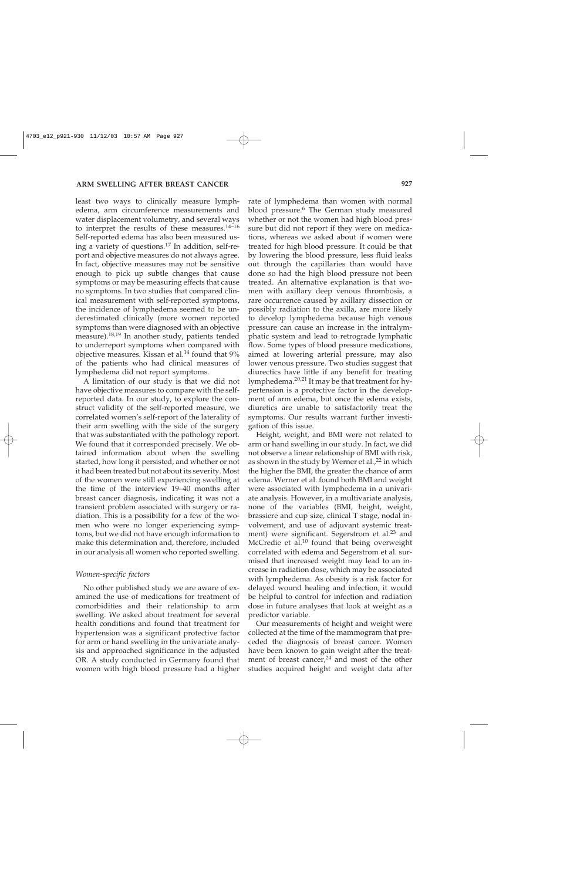least two ways to clinically measure lymphedema, arm circumference measurements and water displacement volumetry, and several ways to interpret the results of these measures.[14–16] Self-reported edema has also been measured using a variety of questions.[17] In addition, self-report and objective measures do not always agree. In fact, objective measures may not be sensitive enough to pick up subtle changes that cause symptoms or may be measuring effects that cause no symptoms. In two studies that compared clinical measurement with self-reported symptoms, the incidence of lymphedema seemed to be underestimated clinically (more women reported symptoms than were diagnosed with an objective measure).[18,19] In another study, patients tended to underreport symptoms when compared with objective measures. Kissan et al.[14] found that 9% of the patients who had clinical measures of lymphedema did not report symptoms.

A limitation of our study is that we did not have objective measures to compare with the self-reported data. In our study, to explore the construct validity of the self-reported measure, we correlated women's self-report of the laterality of their arm swelling with the side of the surgery that was substantiated with the pathology report. We found that it corresponded precisely. We obtained information about when the swelling started, how long it persisted, and whether or not it had been treated but not about its severity. Most of the women were still experiencing swelling at the time of the interview 19–40 months after breast cancer diagnosis, indicating it was not a transient problem associated with surgery or radiation. This is a possibility for a few of the women who were no longer experiencing symptoms, but we did not have enough information to make this determination and, therefore, included in our analysis all women who reported swelling.

### *Women-specific factors*

No other published study we are aware of examined the use of medications for treatment of comorbidities and their relationship to arm swelling. We asked about treatment for several health conditions and found that treatment for hypertension was a significant protective factor for arm or hand swelling in the univariate analysis and approached significance in the adjusted OR. A study conducted in Germany found that women with high blood pressure had a higher rate of lymphedema than women with normal blood pressure.[6] The German study measured whether or not the women had high blood pressure but did not report if they were on medications, whereas we asked about if women were treated for high blood pressure. It could be that by lowering the blood pressure, less fluid leaks out through the capillaries than would have done so had the high blood pressure not been treated. An alternative explanation is that women with axillary deep venous thrombosis, a rare occurrence caused by axillary dissection or possibly radiation to the axilla, are more likely to develop lymphedema because high venous pressure can cause an increase in the intralymphatic system and lead to retrograde lymphatic flow. Some types of blood pressure medications, aimed at lowering arterial pressure, may also lower venous pressure. Two studies suggest that diurectics have little if any benefit for treating lymphedema.[20,21] It may be that treatment for hypertension is a protective factor in the development of arm edema, but once the edema exists, diuretics are unable to satisfactorily treat the symptoms. Our results warrant further investigation of this issue.

Height, weight, and BMI were not related to arm or hand swelling in our study. In fact, we did not observe a linear relationship of BMI with risk, as shown in the study by Werner et al.,[22] in which the higher the BMI, the greater the chance of arm edema. Werner et al. found both BMI and weight were associated with lymphedema in a univariate analysis. However, in a multivariate analysis, none of the variables (BMI, height, weight, brassiere and cup size, clinical T stage, nodal involvement, and use of adjuvant systemic treatment) were significant. Segerstrom et al.[23] and McCredie et al.[10] found that being overweight correlated with edema and Segerstrom et al. surmised that increased weight may lead to an increase in radiation dose, which may be associated with lymphedema. As obesity is a risk factor for delayed wound healing and infection, it would be helpful to control for infection and radiation dose in future analyses that look at weight as a predictor variable.

Our measurements of height and weight were collected at the time of the mammogram that preceded the diagnosis of breast cancer. Women have been known to gain weight after the treatment of breast cancer,[24] and most of the other studies acquired height and weight data after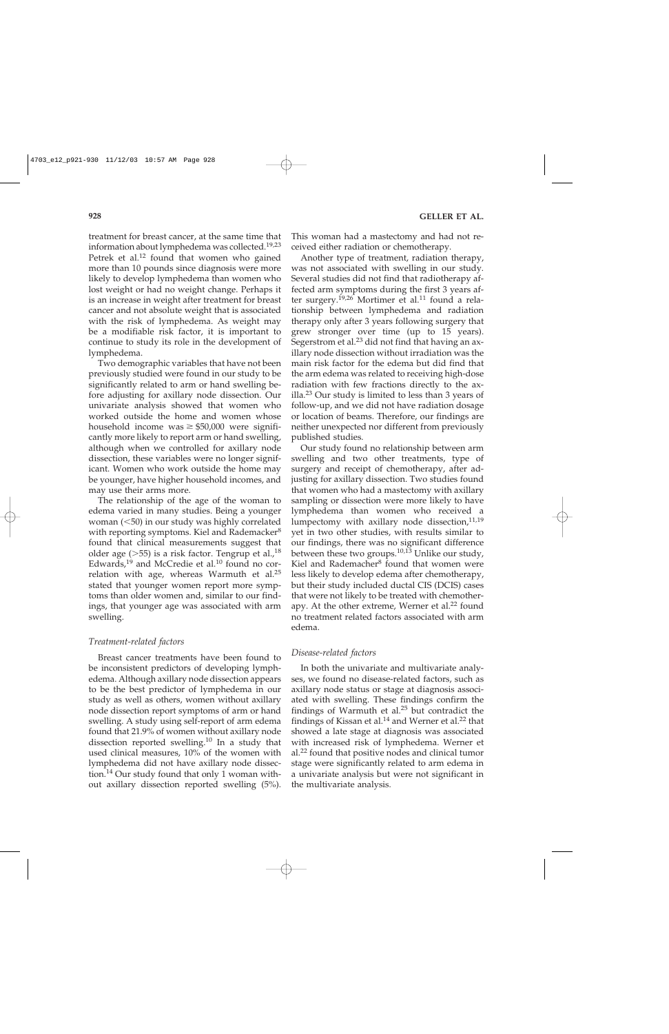treatment for breast cancer, at the same time that information about lymphedema was collected.[19,23] Petrek et al.[12] found that women who gained more than 10 pounds since diagnosis were more likely to develop lymphedema than women who lost weight or had no weight change. Perhaps it is an increase in weight after treatment for breast cancer and not absolute weight that is associated with the risk of lymphedema. As weight may be a modifiable risk factor, it is important to continue to study its role in the development of lymphedema.

Two demographic variables that have not been previously studied were found in our study to be significantly related to arm or hand swelling before adjusting for axillary node dissection. Our univariate analysis showed that women who worked outside the home and women whose household income was ≥ $50,000 were significantly more likely to report arm or hand swelling, although when we controlled for axillary node dissection, these variables were no longer significant. Women who work outside the home may be younger, have higher household incomes, and may use their arms more.

The relationship of the age of the woman to edema varied in many studies. Being a younger woman (<50) in our study was highly correlated with reporting symptoms. Kiel and Rademacker[8] found that clinical measurements suggest that older age (>55) is a risk factor. Tengrup et al.,[18] Edwards,[19] and McCredie et al.[10] found no correlation with age, whereas Warmuth et al.[25] stated that younger women report more symptoms than older women and, similar to our findings, that younger age was associated with arm swelling.

### *Treatment-related factors*

Breast cancer treatments have been found to be inconsistent predictors of developing lymphedema. Although axillary node dissection appears to be the best predictor of lymphedema in our study as well as others, women without axillary node dissection report symptoms of arm or hand swelling. A study using self-report of arm edema found that 21.9% of women without axillary node dissection reported swelling.[10] In a study that used clinical measures, 10% of the women with lymphedema did not have axillary node dissection.[14] Our study found that only 1 woman without axillary dissection reported swelling (5%). This woman had a mastectomy and had not received either radiation or chemotherapy.

Another type of treatment, radiation therapy, was not associated with swelling in our study. Several studies did not find that radiotherapy affected arm symptoms during the first 3 years after surgery.[19,26] Mortimer et al.[11] found a relationship between lymphedema and radiation therapy only after 3 years following surgery that grew stronger over time (up to 15 years). Segerstrom et al.[23] did not find that having an axillary node dissection without irradiation was the main risk factor for the edema but did find that the arm edema was related to receiving high-dose radiation with few fractions directly to the axilla.[23] Our study is limited to less than 3 years of follow-up, and we did not have radiation dosage or location of beams. Therefore, our findings are neither unexpected nor different from previously published studies.

Our study found no relationship between arm swelling and two other treatments, type of surgery and receipt of chemotherapy, after adjusting for axillary dissection. Two studies found that women who had a mastectomy with axillary sampling or dissection were more likely to have lymphedema than women who received a lumpectomy with axillary node dissection,[11,19] yet in two other studies, with results similar to our findings, there was no significant difference between these two groups.[10,13] Unlike our study, Kiel and Rademacher[8] found that women were less likely to develop edema after chemotherapy, but their study included ductal CIS (DCIS) cases that were not likely to be treated with chemotherapy. At the other extreme, Werner et al.[22] found no treatment related factors associated with arm edema.

### *Disease-related factors*

In both the univariate and multivariate analyses, we found no disease-related factors, such as axillary node status or stage at diagnosis associated with swelling. These findings confirm the findings of Warmuth et al.[25] but contradict the findings of Kissan et al.[14] and Werner et al.[22] that showed a late stage at diagnosis was associated with increased risk of lymphedema. Werner et al.[22] found that positive nodes and clinical tumor stage were significantly related to arm edema in a univariate analysis but were not significant in the multivariate analysis.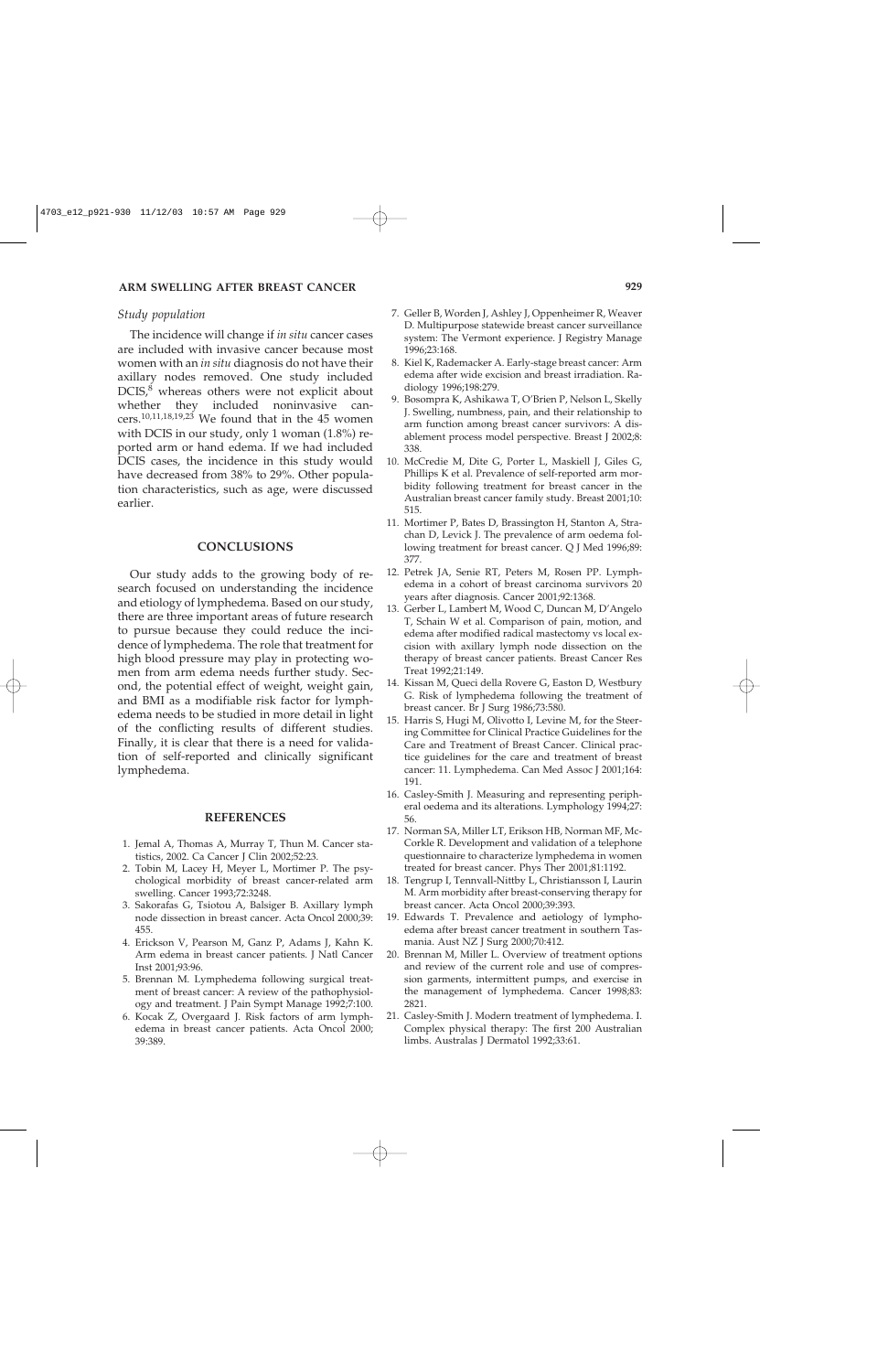### Study population

The incidence will change if *in situ* cancer cases are included with invasive cancer because most women with an *in situ* diagnosis do not have their axillary nodes removed. One study included DCIS,[8] whereas others were not explicit about whether they included noninvasive cancers.[10,11,18,19,23] We found that in the 45 women with DCIS in our study, only 1 woman (1.8%) reported arm or hand edema. If we had included DCIS cases, the incidence in this study would have decreased from 38% to 29%. Other population characteristics, such as age, were discussed earlier.

## CONCLUSIONS

Our study adds to the growing body of research focused on understanding the incidence and etiology of lymphedema. Based on our study, there are three important areas of future research to pursue because they could reduce the incidence of lymphedema. The role that treatment for high blood pressure may play in protecting women from arm edema needs further study. Second, the potential effect of weight, weight gain, and BMI as a modifiable risk factor for lymphedema needs to be studied in more detail in light of the conflicting results of different studies. Finally, it is clear that there is a need for validation of self-reported and clinically significant lymphedema.

## REFERENCES

1. Jemal A, Thomas A, Murray T, Thun M. Cancer statistics, 2002. Ca Cancer J Clin 2002;52:23.
2. Tobin M, Lacey H, Meyer L, Mortimer P. The psychological morbidity of breast cancer-related arm swelling. Cancer 1993;72:3248.
3. Sakorafas G, Tsiotou A, Balsiger B. Axillary lymph node dissection in breast cancer. Acta Oncol 2000;39: 455.
4. Erickson V, Pearson M, Ganz P, Adams J, Kahn K. Arm edema in breast cancer patients. J Natl Cancer Inst 2001;93:96.
5. Brennan M. Lymphedema following surgical treatment of breast cancer: A review of the pathophysiology and treatment. J Pain Sympt Manage 1992;7:100.
6. Kocak Z, Overgaard J. Risk factors of arm lymphedema in breast cancer patients. Acta Oncol 2000; 39:389.
7. Geller B, Worden J, Ashley J, Oppenheimer R, Weaver D. Multipurpose statewide breast cancer surveillance system: The Vermont experience. J Registry Manage 1996;23:168.
8. Kiel K, Rademacker A. Early-stage breast cancer: Arm edema after wide excision and breast irradiation. Radiology 1996;198:279.
9. Bosompra K, Ashikawa T, O'Brien P, Nelson L, Skelly J. Swelling, numbness, pain, and their relationship to arm function among breast cancer survivors: A disablement process model perspective. Breast J 2002;8: 338.
10. McCredie M, Dite G, Porter L, Maskiell J, Giles G, Phillips K et al. Prevalence of self-reported arm morbidity following treatment for breast cancer in the Australian breast cancer family study. Breast 2001;10: 515.
11. Mortimer P, Bates D, Brassington H, Stanton A, Strachan D, Levick J. The prevalence of arm oedema following treatment for breast cancer. Q J Med 1996;89: 377.
12. Petrek JA, Senie RT, Peters M, Rosen PP. Lymphedema in a cohort of breast carcinoma survivors 20 years after diagnosis. Cancer 2001;92:1368.
13. Gerber L, Lambert M, Wood C, Duncan M, D'Angelo T, Schain W et al. Comparison of pain, motion, and edema after modified radical mastectomy vs local excision with axillary lymph node dissection on the therapy of breast cancer patients. Breast Cancer Res Treat 1992;21:149.
14. Kissan M, Queci della Rovere G, Easton D, Westbury G. Risk of lymphedema following the treatment of breast cancer. Br J Surg 1986;73:580.
15. Harris S, Hugi M, Olivotto I, Levine M, for the Steering Committee for Clinical Practice Guidelines for the Care and Treatment of Breast Cancer. Clinical practice guidelines for the care and treatment of breast cancer: 11. Lymphedema. Can Med Assoc J 2001;164: 191.
16. Casley-Smith J. Measuring and representing peripheral oedema and its alterations. Lymphology 1994;27: 56.
17. Norman SA, Miller LT, Erikson HB, Norman MF, McCorkle R. Development and validation of a telephone questionnaire to characterize lymphedema in women treated for breast cancer. Phys Ther 2001;81:1192.
18. Tengrup I, Tennvall-Nittby L, Christiansson I, Laurin M. Arm morbidity after breast-conserving therapy for breast cancer. Acta Oncol 2000;39:393.
19. Edwards T. Prevalence and aetiology of lymphoedema after breast cancer treatment in southern Tasmania. Aust NZ J Surg 2000;70:412.
20. Brennan M, Miller L. Overview of treatment options and review of the current role and use of compression garments, intermittent pumps, and exercise in the management of lymphedema. Cancer 1998;83: 2821.
21. Casley-Smith J. Modern treatment of lymphedema. I. Complex physical therapy: The first 200 Australian limbs. Australas J Dermatol 1992;33:61.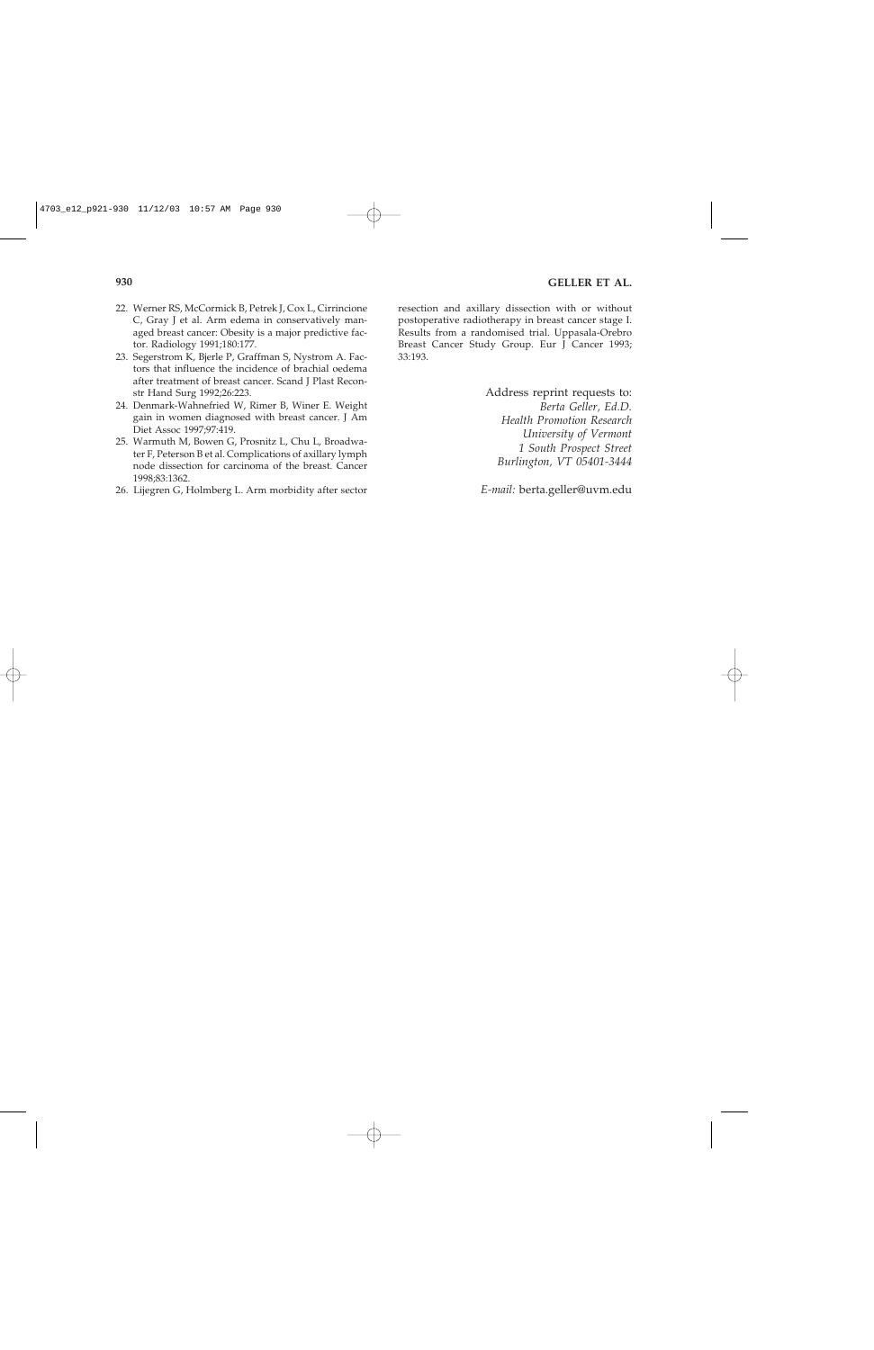22. Werner RS, McCormick B, Petrek J, Cox L, Cirrincione C, Gray J et al. Arm edema in conservatively managed breast cancer: Obesity is a major predictive factor. Radiology 1991;180:177.
23. Segerstrom K, Bjerle P, Graffman S, Nystrom A. Factors that influence the incidence of brachial oedema after treatment of breast cancer. Scand J Plast Reconstr Hand Surg 1992;26:223.
24. Denmark-Wahnefried W, Rimer B, Winer E. Weight gain in women diagnosed with breast cancer. J Am Diet Assoc 1997;97:419.
25. Warmuth M, Bowen G, Prosnitz L, Chu L, Broadwater F, Peterson B et al. Complications of axillary lymph node dissection for carcinoma of the breast. Cancer 1998;83:1362.
26. Lijegren G, Holmberg L. Arm morbidity after sector resection and axillary dissection with or without postoperative radiotherapy in breast cancer stage I. Results from a randomised trial. Uppasala-Orebro Breast Cancer Study Group. Eur J Cancer 1993; 33:193.

Address reprint requests to:
*Berta Geller, Ed.D.*
*Health Promotion Research*
*University of Vermont*
*1 South Prospect Street*
*Burlington, VT 05401-3444*

*E-mail:* berta.geller@uvm.edu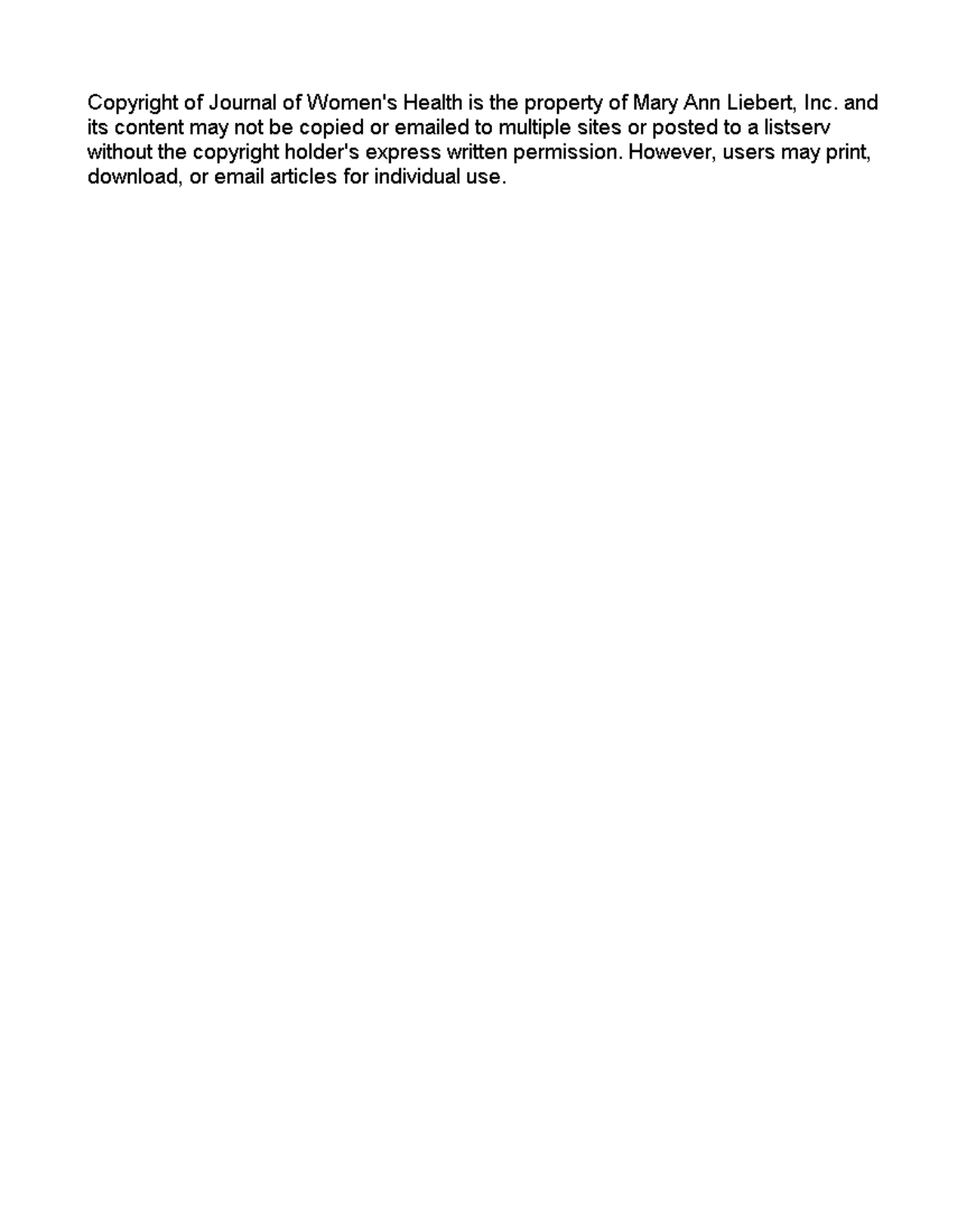Copyright of Journal of Women's Health is the property of Mary Ann Liebert, Inc. and its content may not be copied or emailed to multiple sites or posted to a listserv without the copyright holder's express written permission. However, users may print, download, or email articles for individual use.